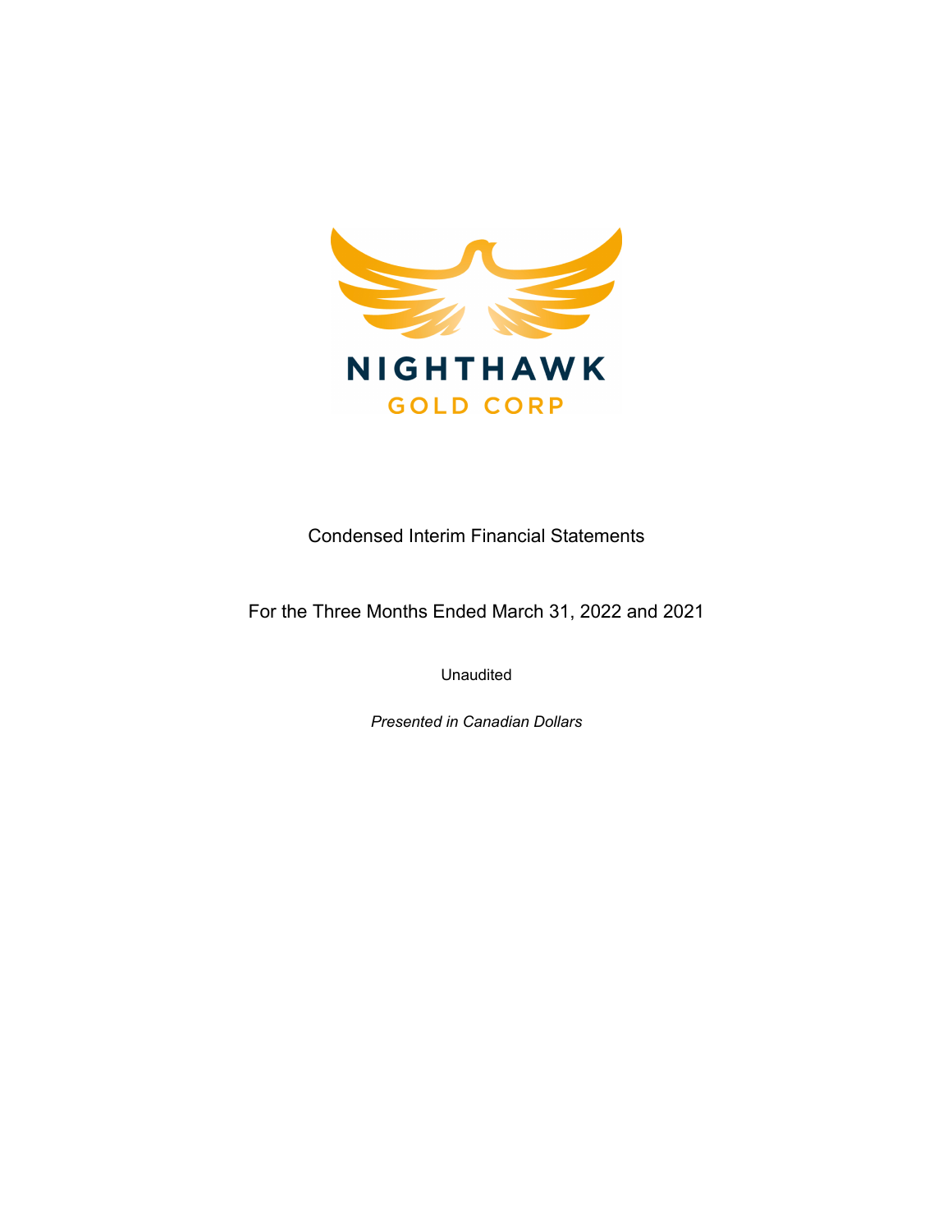NIGHTHAWK
GOLD CORP

Condensed Interim Financial Statements

For the Three Months Ended March 31, 2022 and 2021

Unaudited

*Presented in Canadian Dollars*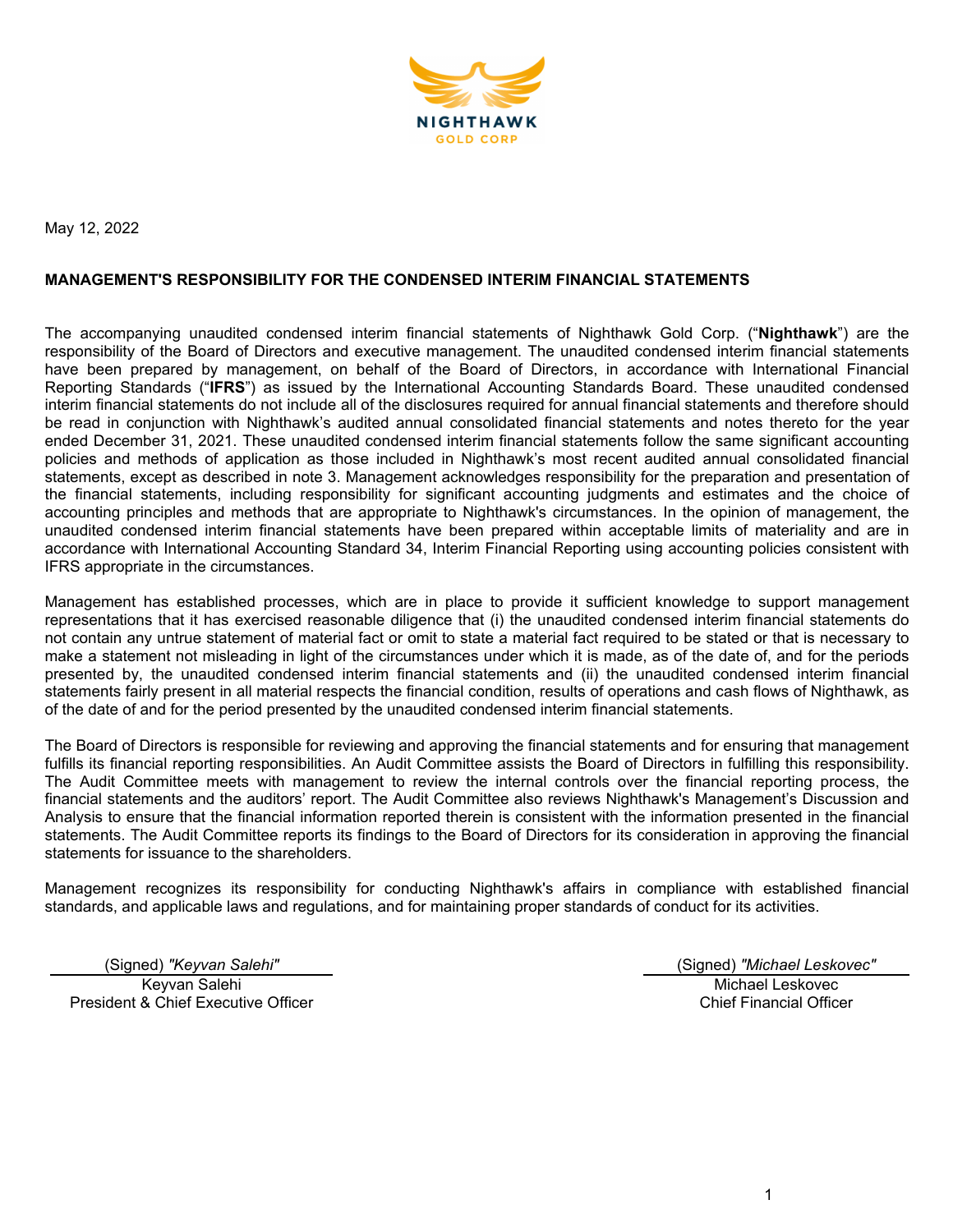May 12, 2022

**MANAGEMENT'S RESPONSIBILITY FOR THE CONDENSED INTERIM FINANCIAL STATEMENTS**

The accompanying unaudited condensed interim financial statements of Nighthawk Gold Corp. ("**Nighthawk**") are the responsibility of the Board of Directors and executive management. The unaudited condensed interim financial statements have been prepared by management, on behalf of the Board of Directors, in accordance with International Financial Reporting Standards ("**IFRS**") as issued by the International Accounting Standards Board. These unaudited condensed interim financial statements do not include all of the disclosures required for annual financial statements and therefore should be read in conjunction with Nighthawk's audited annual consolidated financial statements and notes thereto for the year ended December 31, 2021. These unaudited condensed interim financial statements follow the same significant accounting policies and methods of application as those included in Nighthawk's most recent audited annual consolidated financial statements, except as described in note 3. Management acknowledges responsibility for the preparation and presentation of the financial statements, including responsibility for significant accounting judgments and estimates and the choice of accounting principles and methods that are appropriate to Nighthawk's circumstances. In the opinion of management, the unaudited condensed interim financial statements have been prepared within acceptable limits of materiality and are in accordance with International Accounting Standard 34, Interim Financial Reporting using accounting policies consistent with IFRS appropriate in the circumstances.

Management has established processes, which are in place to provide it sufficient knowledge to support management representations that it has exercised reasonable diligence that (i) the unaudited condensed interim financial statements do not contain any untrue statement of material fact or omit to state a material fact required to be stated or that is necessary to make a statement not misleading in light of the circumstances under which it is made, as of the date of, and for the periods presented by, the unaudited condensed interim financial statements and (ii) the unaudited condensed interim financial statements fairly present in all material respects the financial condition, results of operations and cash flows of Nighthawk, as of the date of and for the period presented by the unaudited condensed interim financial statements.

The Board of Directors is responsible for reviewing and approving the financial statements and for ensuring that management fulfills its financial reporting responsibilities. An Audit Committee assists the Board of Directors in fulfilling this responsibility. The Audit Committee meets with management to review the internal controls over the financial reporting process, the financial statements and the auditors' report. The Audit Committee also reviews Nighthawk's Management's Discussion and Analysis to ensure that the financial information reported therein is consistent with the information presented in the financial statements. The Audit Committee reports its findings to the Board of Directors for its consideration in approving the financial statements for issuance to the shareholders.

Management recognizes its responsibility for conducting Nighthawk's affairs in compliance with established financial standards, and applicable laws and regulations, and for maintaining proper standards of conduct for its activities.

(Signed) *"Keyvan Salehi"*
Keyvan Salehi
President & Chief Executive Officer

(Signed) *"Michael Leskovec"*
Michael Leskovec
Chief Financial Officer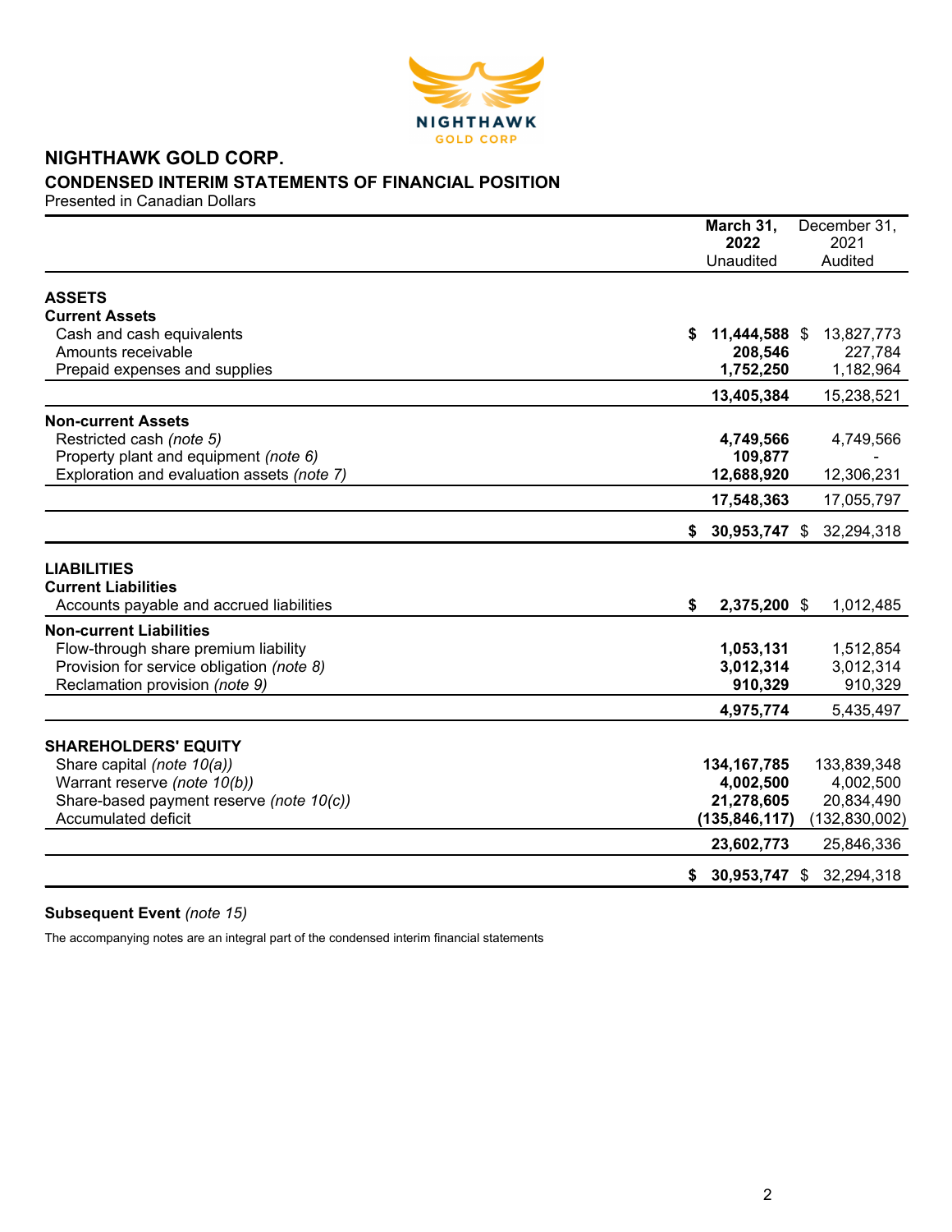# NIGHTHAWK GOLD CORP.

## CONDENSED INTERIM STATEMENTS OF FINANCIAL POSITION

Presented in Canadian Dollars

| | March 31, 2022 Unaudited | December 31, 2021 Audited |
|---|---|---|
| **ASSETS** | | |
| **Current Assets** | | |
| Cash and cash equivalents | **$ 11,444,588** | $ 13,827,773 |
| Amounts receivable | **208,546** | 227,784 |
| Prepaid expenses and supplies | **1,752,250** | 1,182,964 |
| | **13,405,384** | 15,238,521 |
| **Non-current Assets** | | |
| Restricted cash *(note 5)* | **4,749,566** | 4,749,566 |
| Property plant and equipment *(note 6)* | **109,877** | - |
| Exploration and evaluation assets *(note 7)* | **12,688,920** | 12,306,231 |
| | **17,548,363** | 17,055,797 |
| | **$ 30,953,747** | $ 32,294,318 |
| **LIABILITIES** | | |
| **Current Liabilities** | | |
| Accounts payable and accrued liabilities | **$ 2,375,200** | $ 1,012,485 |
| **Non-current Liabilities** | | |
| Flow-through share premium liability | **1,053,131** | 1,512,854 |
| Provision for service obligation *(note 8)* | **3,012,314** | 3,012,314 |
| Reclamation provision *(note 9)* | **910,329** | 910,329 |
| | **4,975,774** | 5,435,497 |
| **SHAREHOLDERS' EQUITY** | | |
| Share capital *(note 10(a))* | **134,167,785** | 133,839,348 |
| Warrant reserve *(note 10(b))* | **4,002,500** | 4,002,500 |
| Share-based payment reserve *(note 10(c))* | **21,278,605** | 20,834,490 |
| Accumulated deficit | **(135,846,117)** | (132,830,002) |
| | **23,602,773** | 25,846,336 |
| | **$ 30,953,747** | $ 32,294,318 |

**Subsequent Event** *(note 15)*

The accompanying notes are an integral part of the condensed interim financial statements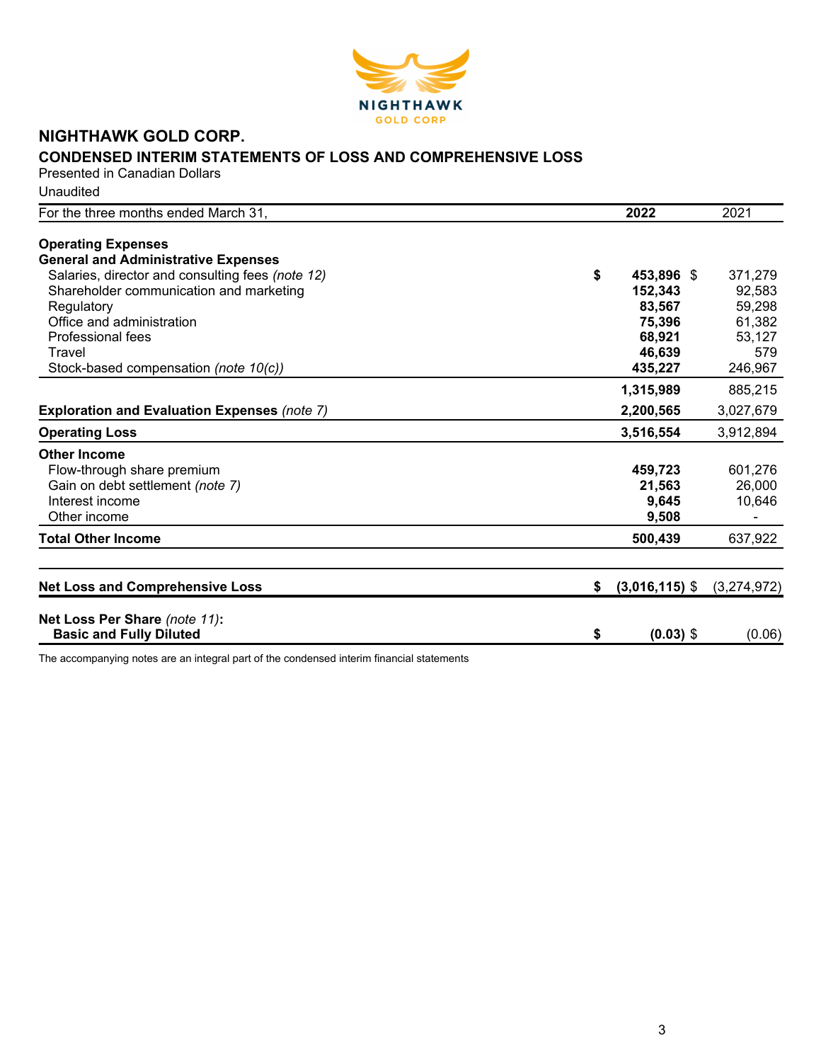# NIGHTHAWK GOLD CORP.

## CONDENSED INTERIM STATEMENTS OF LOSS AND COMPREHENSIVE LOSS

Presented in Canadian Dollars

Unaudited

| For the three months ended March 31, | 2022 | 2021 |
|---|---|---|
| **Operating Expenses** | | |
| **General and Administrative Expenses** | | |
| Salaries, director and consulting fees *(note 12)* | **$ 453,896** | $ 371,279 |
| Shareholder communication and marketing | **152,343** | 92,583 |
| Regulatory | **83,567** | 59,298 |
| Office and administration | **75,396** | 61,382 |
| Professional fees | **68,921** | 53,127 |
| Travel | **46,639** | 579 |
| Stock-based compensation *(note 10(c))* | **435,227** | 246,967 |
| | **1,315,989** | 885,215 |
| **Exploration and Evaluation Expenses** *(note 7)* | **2,200,565** | 3,027,679 |
| **Operating Loss** | **3,516,554** | 3,912,894 |
| **Other Income** | | |
| Flow-through share premium | **459,723** | 601,276 |
| Gain on debt settlement *(note 7)* | **21,563** | 26,000 |
| Interest income | **9,645** | 10,646 |
| Other income | **9,508** | - |
| **Total Other Income** | **500,439** | 637,922 |
| **Net Loss and Comprehensive Loss** | **$ (3,016,115)** | $ (3,274,972) |
| **Net Loss Per Share** *(note 11)*: **Basic and Fully Diluted** | **$ (0.03)** | $ (0.06) |

The accompanying notes are an integral part of the condensed interim financial statements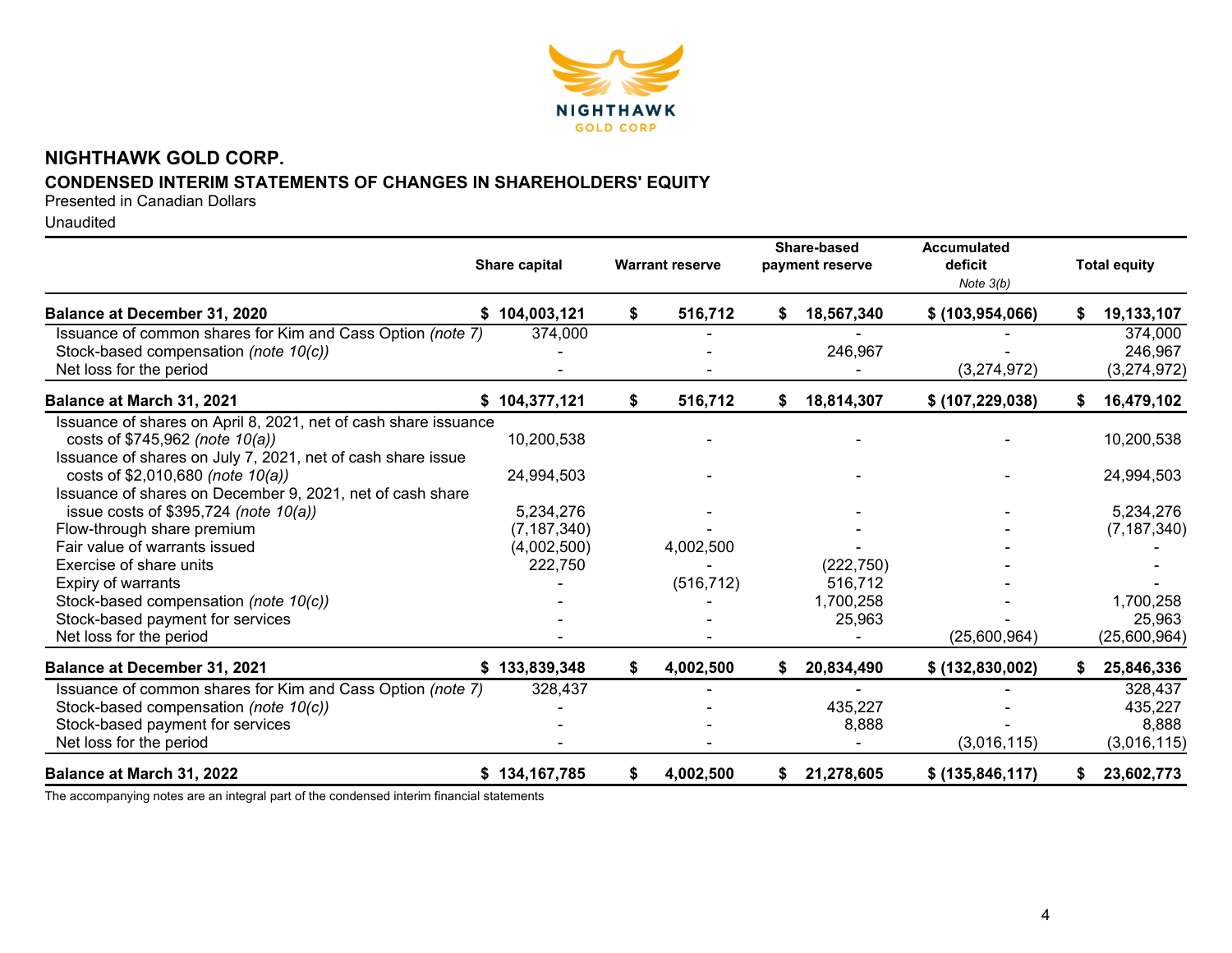# NIGHTHAWK GOLD CORP.

## CONDENSED INTERIM STATEMENTS OF CHANGES IN SHAREHOLDERS' EQUITY

Presented in Canadian Dollars

Unaudited

| | Share capital | Warrant reserve | Share-based payment reserve | Accumulated deficit *Note 3(b)* | Total equity |
|---|---|---|---|---|---|
| **Balance at December 31, 2020** | **$ 104,003,121** | **$ 516,712** | **$ 18,567,340** | **$ (103,954,066)** | **$ 19,133,107** |
| Issuance of common shares for Kim and Cass Option *(note 7)* | 374,000 | - | - | - | 374,000 |
| Stock-based compensation *(note 10(c))* | - | - | 246,967 | - | 246,967 |
| Net loss for the period | - | - | - | (3,274,972) | (3,274,972) |
| **Balance at March 31, 2021** | **$ 104,377,121** | **$ 516,712** | **$ 18,814,307** | **$ (107,229,038)** | **$ 16,479,102** |
| Issuance of shares on April 8, 2021, net of cash share issuance costs of $745,962 *(note 10(a))* | 10,200,538 | - | - | - | 10,200,538 |
| Issuance of shares on July 7, 2021, net of cash share issue costs of $2,010,680 *(note 10(a))* | 24,994,503 | - | - | - | 24,994,503 |
| Issuance of shares on December 9, 2021, net of cash share issue costs of $395,724 *(note 10(a))* | 5,234,276 | - | - | - | 5,234,276 |
| Flow-through share premium | (7,187,340) | - | - | - | (7,187,340) |
| Fair value of warrants issued | (4,002,500) | 4,002,500 | - | - | - |
| Exercise of share units | 222,750 | - | (222,750) | - | - |
| Expiry of warrants | - | (516,712) | 516,712 | - | - |
| Stock-based compensation *(note 10(c))* | - | - | 1,700,258 | - | 1,700,258 |
| Stock-based payment for services | - | - | 25,963 | - | 25,963 |
| Net loss for the period | - | - | - | (25,600,964) | (25,600,964) |
| **Balance at December 31, 2021** | **$ 133,839,348** | **$ 4,002,500** | **$ 20,834,490** | **$ (132,830,002)** | **$ 25,846,336** |
| Issuance of common shares for Kim and Cass Option *(note 7)* | 328,437 | - | - | - | 328,437 |
| Stock-based compensation *(note 10(c))* | - | - | 435,227 | - | 435,227 |
| Stock-based payment for services | - | - | 8,888 | - | 8,888 |
| Net loss for the period | - | - | - | (3,016,115) | (3,016,115) |
| **Balance at March 31, 2022** | **$ 134,167,785** | **$ 4,002,500** | **$ 21,278,605** | **$ (135,846,117)** | **$ 23,602,773** |

The accompanying notes are an integral part of the condensed interim financial statements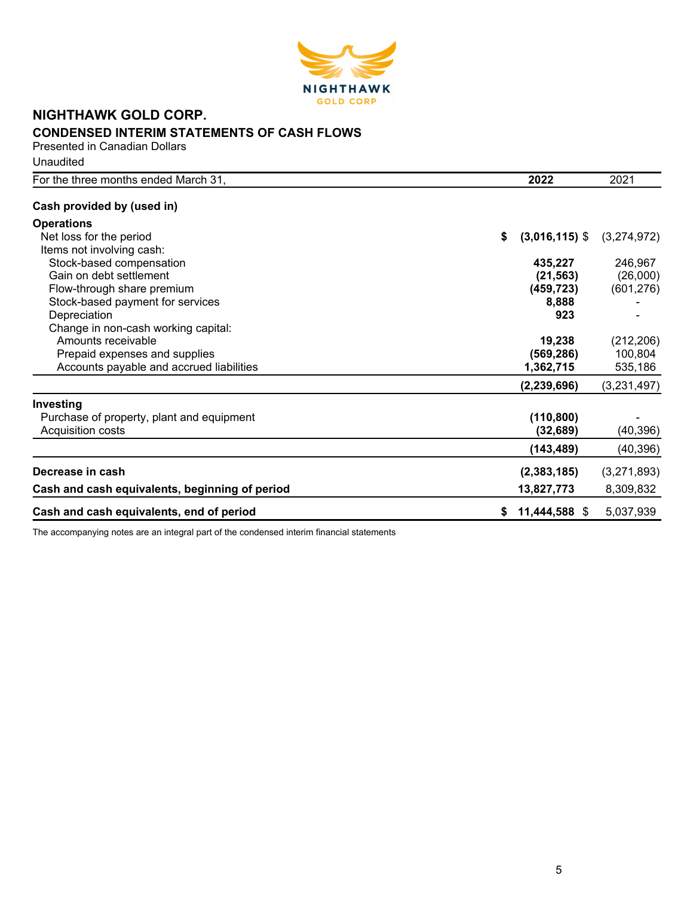# NIGHTHAWK GOLD CORP.

## CONDENSED INTERIM STATEMENTS OF CASH FLOWS

Presented in Canadian Dollars

Unaudited

| For the three months ended March 31, | 2022 | 2021 |
|---|---|---|
| **Cash provided by (used in)** | | |
| **Operations** | | |
| Net loss for the period | **$ (3,016,115)** | $ (3,274,972) |
| Items not involving cash: | | |
| Stock-based compensation | **435,227** | 246,967 |
| Gain on debt settlement | **(21,563)** | (26,000) |
| Flow-through share premium | **(459,723)** | (601,276) |
| Stock-based payment for services | **8,888** | - |
| Depreciation | **923** | - |
| Change in non-cash working capital: | | |
| Amounts receivable | **19,238** | (212,206) |
| Prepaid expenses and supplies | **(569,286)** | 100,804 |
| Accounts payable and accrued liabilities | **1,362,715** | 535,186 |
| | **(2,239,696)** | (3,231,497) |
| **Investing** | | |
| Purchase of property, plant and equipment | **(110,800)** | - |
| Acquisition costs | **(32,689)** | (40,396) |
| | **(143,489)** | (40,396) |
| **Decrease in cash** | **(2,383,185)** | (3,271,893) |
| **Cash and cash equivalents, beginning of period** | **13,827,773** | 8,309,832 |
| **Cash and cash equivalents, end of period** | **$ 11,444,588** | $ 5,037,939 |

The accompanying notes are an integral part of the condensed interim financial statements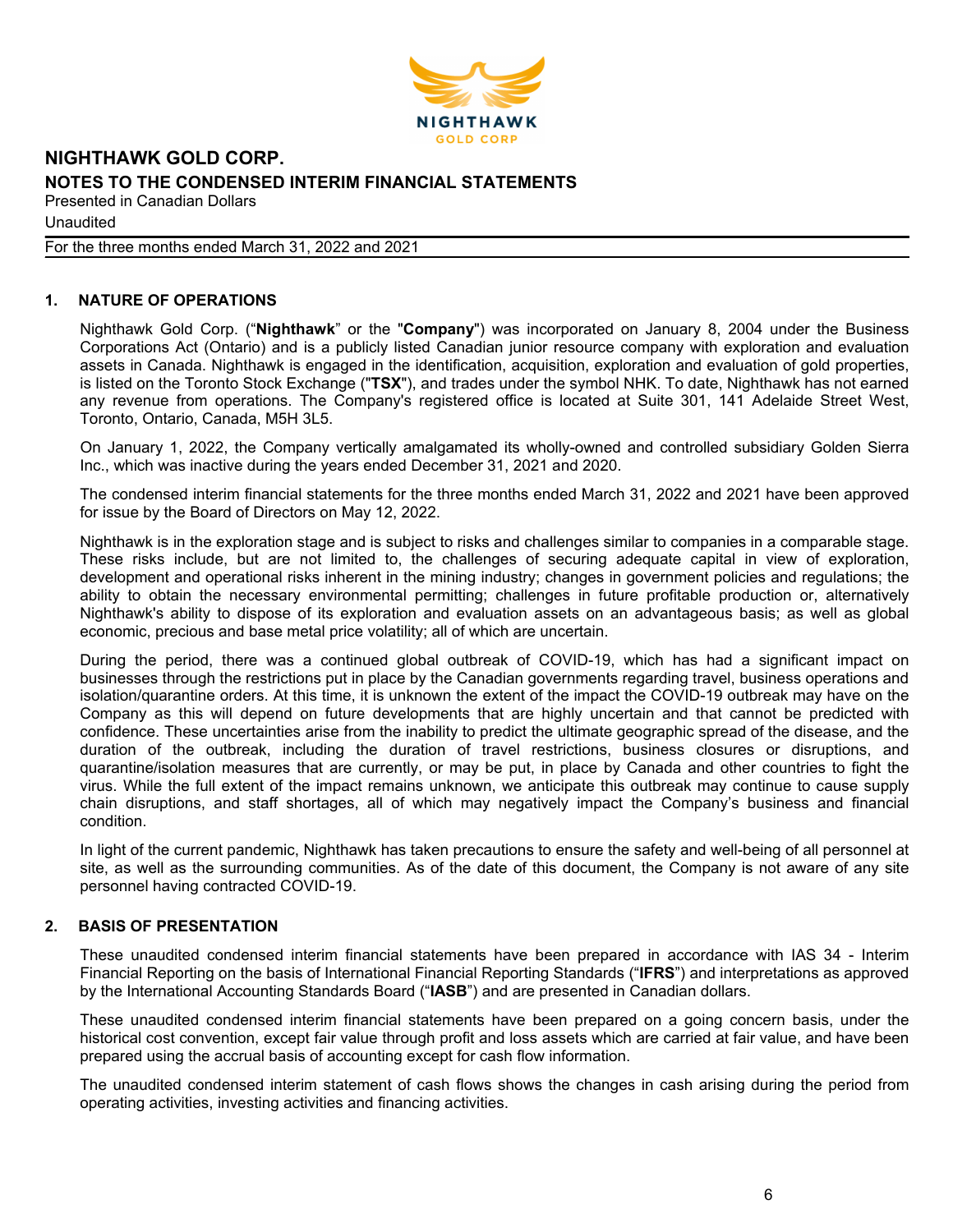# NIGHTHAWK GOLD CORP.

## NOTES TO THE CONDENSED INTERIM FINANCIAL STATEMENTS

Presented in Canadian Dollars

Unaudited

For the three months ended March 31, 2022 and 2021

## 1. NATURE OF OPERATIONS

Nighthawk Gold Corp. ("**Nighthawk**" or the "**Company**") was incorporated on January 8, 2004 under the Business Corporations Act (Ontario) and is a publicly listed Canadian junior resource company with exploration and evaluation assets in Canada. Nighthawk is engaged in the identification, acquisition, exploration and evaluation of gold properties, is listed on the Toronto Stock Exchange ("**TSX**"), and trades under the symbol NHK. To date, Nighthawk has not earned any revenue from operations. The Company's registered office is located at Suite 301, 141 Adelaide Street West, Toronto, Ontario, Canada, M5H 3L5.

On January 1, 2022, the Company vertically amalgamated its wholly-owned and controlled subsidiary Golden Sierra Inc., which was inactive during the years ended December 31, 2021 and 2020.

The condensed interim financial statements for the three months ended March 31, 2022 and 2021 have been approved for issue by the Board of Directors on May 12, 2022.

Nighthawk is in the exploration stage and is subject to risks and challenges similar to companies in a comparable stage. These risks include, but are not limited to, the challenges of securing adequate capital in view of exploration, development and operational risks inherent in the mining industry; changes in government policies and regulations; the ability to obtain the necessary environmental permitting; challenges in future profitable production or, alternatively Nighthawk's ability to dispose of its exploration and evaluation assets on an advantageous basis; as well as global economic, precious and base metal price volatility; all of which are uncertain.

During the period, there was a continued global outbreak of COVID-19, which has had a significant impact on businesses through the restrictions put in place by the Canadian governments regarding travel, business operations and isolation/quarantine orders. At this time, it is unknown the extent of the impact the COVID-19 outbreak may have on the Company as this will depend on future developments that are highly uncertain and that cannot be predicted with confidence. These uncertainties arise from the inability to predict the ultimate geographic spread of the disease, and the duration of the outbreak, including the duration of travel restrictions, business closures or disruptions, and quarantine/isolation measures that are currently, or may be put, in place by Canada and other countries to fight the virus. While the full extent of the impact remains unknown, we anticipate this outbreak may continue to cause supply chain disruptions, and staff shortages, all of which may negatively impact the Company's business and financial condition.

In light of the current pandemic, Nighthawk has taken precautions to ensure the safety and well-being of all personnel at site, as well as the surrounding communities. As of the date of this document, the Company is not aware of any site personnel having contracted COVID-19.

## 2. BASIS OF PRESENTATION

These unaudited condensed interim financial statements have been prepared in accordance with IAS 34 - Interim Financial Reporting on the basis of International Financial Reporting Standards ("**IFRS**") and interpretations as approved by the International Accounting Standards Board ("**IASB**") and are presented in Canadian dollars.

These unaudited condensed interim financial statements have been prepared on a going concern basis, under the historical cost convention, except fair value through profit and loss assets which are carried at fair value, and have been prepared using the accrual basis of accounting except for cash flow information.

The unaudited condensed interim statement of cash flows shows the changes in cash arising during the period from operating activities, investing activities and financing activities.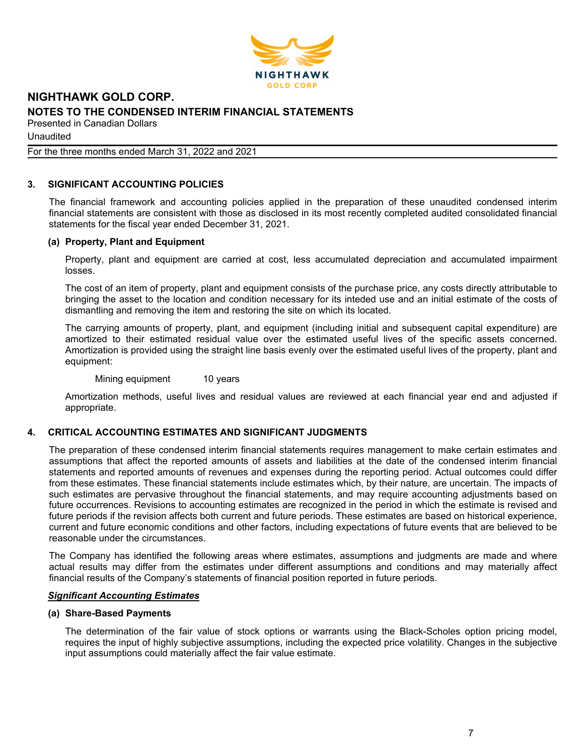# NIGHTHAWK GOLD CORP.

## NOTES TO THE CONDENSED INTERIM FINANCIAL STATEMENTS

Presented in Canadian Dollars

Unaudited

For the three months ended March 31, 2022 and 2021

### 3. SIGNIFICANT ACCOUNTING POLICIES

The financial framework and accounting policies applied in the preparation of these unaudited condensed interim financial statements are consistent with those as disclosed in its most recently completed audited consolidated financial statements for the fiscal year ended December 31, 2021.

#### (a) Property, Plant and Equipment

Property, plant and equipment are carried at cost, less accumulated depreciation and accumulated impairment losses.

The cost of an item of property, plant and equipment consists of the purchase price, any costs directly attributable to bringing the asset to the location and condition necessary for its inteded use and an initial estimate of the costs of dismantling and removing the item and restoring the site on which its located.

The carrying amounts of property, plant, and equipment (including initial and subsequent capital expenditure) are amortized to their estimated residual value over the estimated useful lives of the specific assets concerned. Amortization is provided using the straight line basis evenly over the estimated useful lives of the property, plant and equipment:

Mining equipment 10 years

Amortization methods, useful lives and residual values are reviewed at each financial year end and adjusted if appropriate.

### 4. CRITICAL ACCOUNTING ESTIMATES AND SIGNIFICANT JUDGMENTS

The preparation of these condensed interim financial statements requires management to make certain estimates and assumptions that affect the reported amounts of assets and liabilities at the date of the condensed interim financial statements and reported amounts of revenues and expenses during the reporting period. Actual outcomes could differ from these estimates. These financial statements include estimates which, by their nature, are uncertain. The impacts of such estimates are pervasive throughout the financial statements, and may require accounting adjustments based on future occurrences. Revisions to accounting estimates are recognized in the period in which the estimate is revised and future periods if the revision affects both current and future periods. These estimates are based on historical experience, current and future economic conditions and other factors, including expectations of future events that are believed to be reasonable under the circumstances.

The Company has identified the following areas where estimates, assumptions and judgments are made and where actual results may differ from the estimates under different assumptions and conditions and may materially affect financial results of the Company's statements of financial position reported in future periods.

***Significant Accounting Estimates***

#### (a) Share-Based Payments

The determination of the fair value of stock options or warrants using the Black-Scholes option pricing model, requires the input of highly subjective assumptions, including the expected price volatility. Changes in the subjective input assumptions could materially affect the fair value estimate.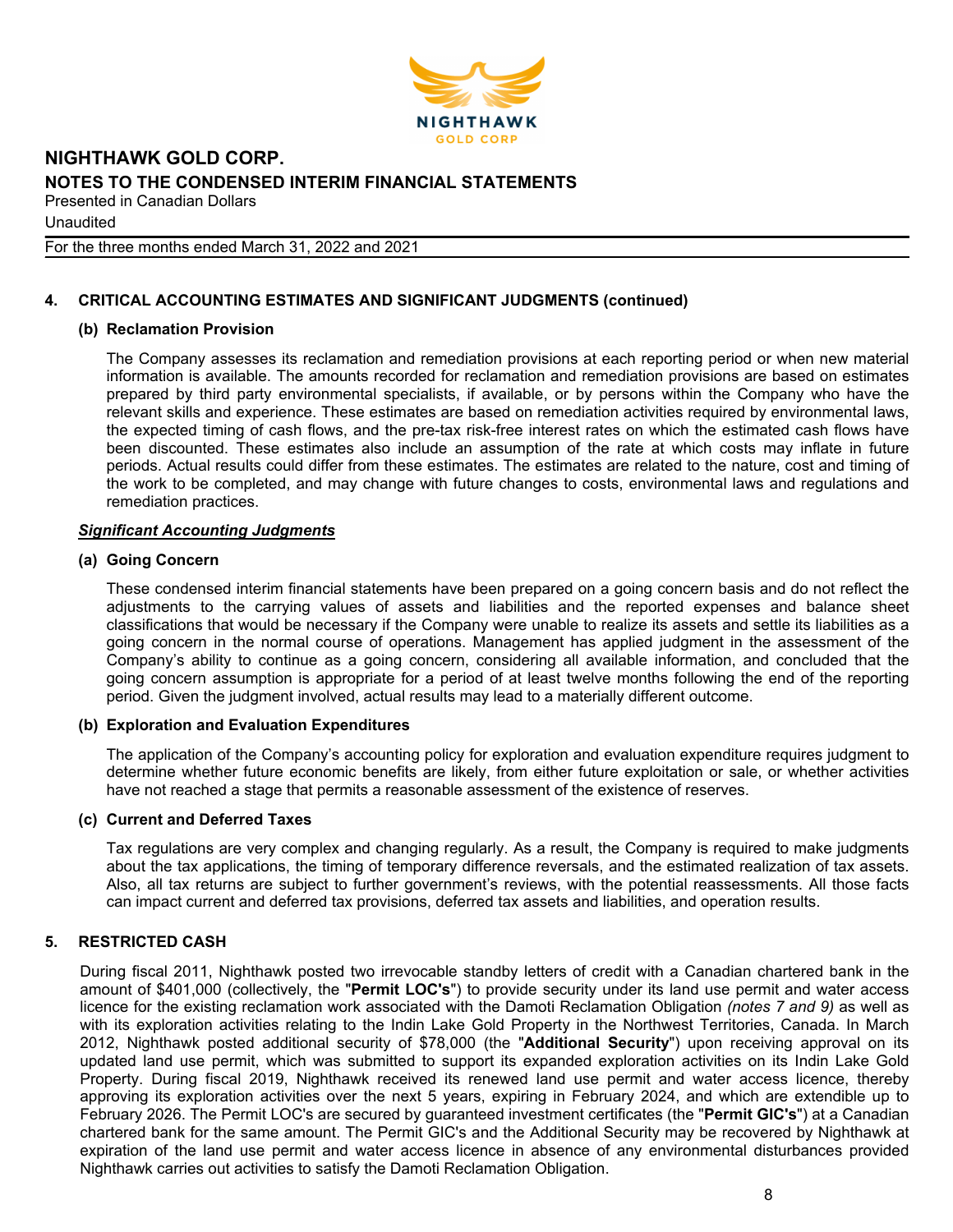## 4. CRITICAL ACCOUNTING ESTIMATES AND SIGNIFICANT JUDGMENTS (continued)

### (b) Reclamation Provision

The Company assesses its reclamation and remediation provisions at each reporting period or when new material information is available. The amounts recorded for reclamation and remediation provisions are based on estimates prepared by third party environmental specialists, if available, or by persons within the Company who have the relevant skills and experience. These estimates are based on remediation activities required by environmental laws, the expected timing of cash flows, and the pre-tax risk-free interest rates on which the estimated cash flows have been discounted. These estimates also include an assumption of the rate at which costs may inflate in future periods. Actual results could differ from these estimates. The estimates are related to the nature, cost and timing of the work to be completed, and may change with future changes to costs, environmental laws and regulations and remediation practices.

***Significant Accounting Judgments***

### (a) Going Concern

These condensed interim financial statements have been prepared on a going concern basis and do not reflect the adjustments to the carrying values of assets and liabilities and the reported expenses and balance sheet classifications that would be necessary if the Company were unable to realize its assets and settle its liabilities as a going concern in the normal course of operations. Management has applied judgment in the assessment of the Company's ability to continue as a going concern, considering all available information, and concluded that the going concern assumption is appropriate for a period of at least twelve months following the end of the reporting period. Given the judgment involved, actual results may lead to a materially different outcome.

### (b) Exploration and Evaluation Expenditures

The application of the Company's accounting policy for exploration and evaluation expenditure requires judgment to determine whether future economic benefits are likely, from either future exploitation or sale, or whether activities have not reached a stage that permits a reasonable assessment of the existence of reserves.

### (c) Current and Deferred Taxes

Tax regulations are very complex and changing regularly. As a result, the Company is required to make judgments about the tax applications, the timing of temporary difference reversals, and the estimated realization of tax assets. Also, all tax returns are subject to further government's reviews, with the potential reassessments. All those facts can impact current and deferred tax provisions, deferred tax assets and liabilities, and operation results.

## 5. RESTRICTED CASH

During fiscal 2011, Nighthawk posted two irrevocable standby letters of credit with a Canadian chartered bank in the amount of $401,000 (collectively, the "**Permit LOC's**") to provide security under its land use permit and water access licence for the existing reclamation work associated with the Damoti Reclamation Obligation *(notes 7 and 9)* as well as with its exploration activities relating to the Indin Lake Gold Property in the Northwest Territories, Canada. In March 2012, Nighthawk posted additional security of $78,000 (the "**Additional Security**") upon receiving approval on its updated land use permit, which was submitted to support its expanded exploration activities on its Indin Lake Gold Property. During fiscal 2019, Nighthawk received its renewed land use permit and water access licence, thereby approving its exploration activities over the next 5 years, expiring in February 2024, and which are extendible up to February 2026. The Permit LOC's are secured by guaranteed investment certificates (the "**Permit GIC's**") at a Canadian chartered bank for the same amount. The Permit GIC's and the Additional Security may be recovered by Nighthawk at expiration of the land use permit and water access licence in absence of any environmental disturbances provided Nighthawk carries out activities to satisfy the Damoti Reclamation Obligation.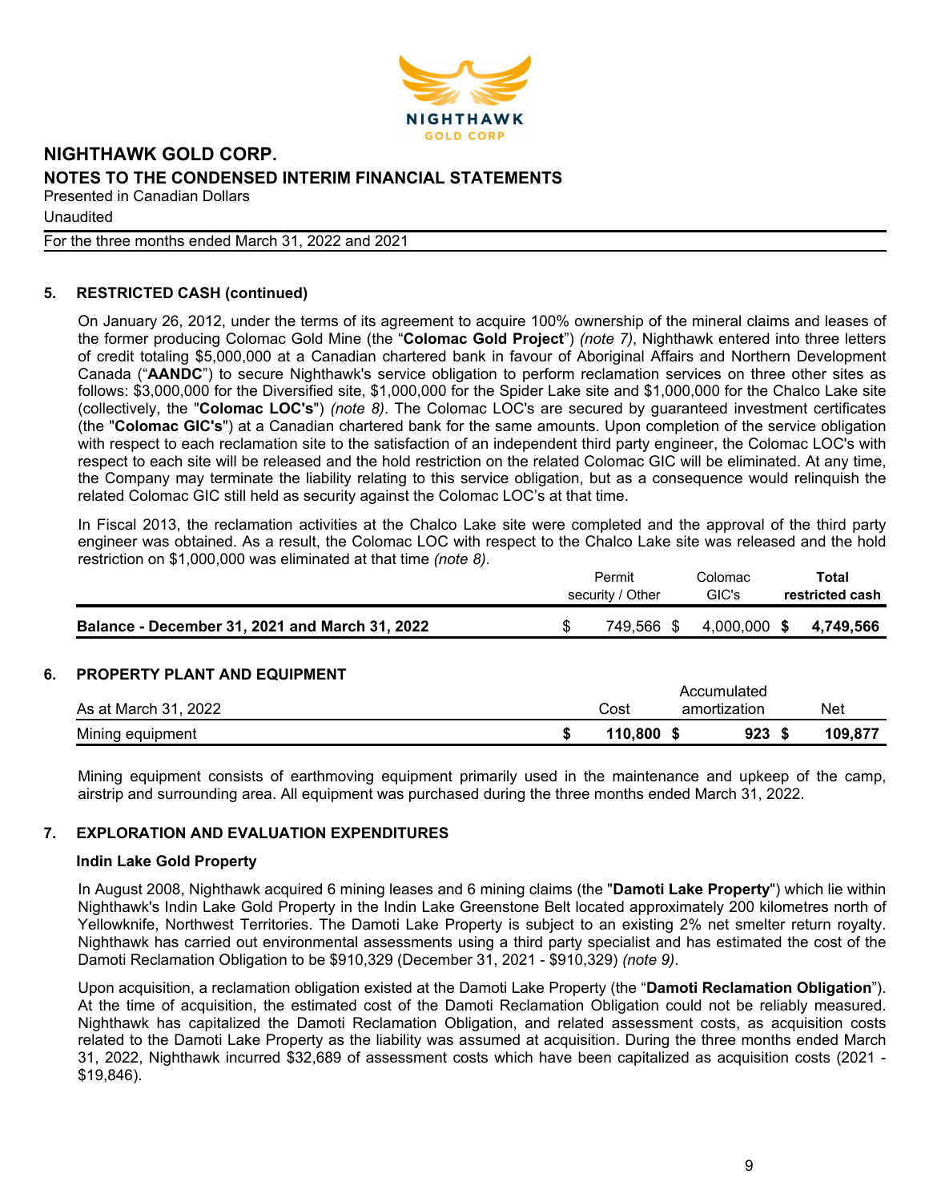## 5. RESTRICTED CASH (continued)

On January 26, 2012, under the terms of its agreement to acquire 100% ownership of the mineral claims and leases of the former producing Colomac Gold Mine (the "**Colomac Gold Project**") *(note 7)*, Nighthawk entered into three letters of credit totaling $5,000,000 at a Canadian chartered bank in favour of Aboriginal Affairs and Northern Development Canada ("**AANDC**") to secure Nighthawk's service obligation to perform reclamation services on three other sites as follows: $3,000,000 for the Diversified site, $1,000,000 for the Spider Lake site and $1,000,000 for the Chalco Lake site (collectively, the "**Colomac LOC's**") *(note 8)*. The Colomac LOC's are secured by guaranteed investment certificates (the "**Colomac GIC's**") at a Canadian chartered bank for the same amounts. Upon completion of the service obligation with respect to each reclamation site to the satisfaction of an independent third party engineer, the Colomac LOC's with respect to each site will be released and the hold restriction on the related Colomac GIC will be eliminated. At any time, the Company may terminate the liability relating to this service obligation, but as a consequence would relinquish the related Colomac GIC still held as security against the Colomac LOC's at that time.

In Fiscal 2013, the reclamation activities at the Chalco Lake site were completed and the approval of the third party engineer was obtained. As a result, the Colomac LOC with respect to the Chalco Lake site was released and the hold restriction on $1,000,000 was eliminated at that time *(note 8)*.

| | Permit security / Other | Colomac GIC's | **Total restricted cash** |
|---|---|---|---|
| **Balance - December 31, 2021 and March 31, 2022** | $ 749,566 | $ 4,000,000 | **$ 4,749,566** |

## 6. PROPERTY PLANT AND EQUIPMENT

| As at March 31, 2022 | Cost | Accumulated amortization | Net |
|---|---|---|---|
| Mining equipment | **$ 110,800** | **$ 923** | **$ 109,877** |

Mining equipment consists of earthmoving equipment primarily used in the maintenance and upkeep of the camp, airstrip and surrounding area. All equipment was purchased during the three months ended March 31, 2022.

## 7. EXPLORATION AND EVALUATION EXPENDITURES

### Indin Lake Gold Property

In August 2008, Nighthawk acquired 6 mining leases and 6 mining claims (the "**Damoti Lake Property**") which lie within Nighthawk's Indin Lake Gold Property in the Indin Lake Greenstone Belt located approximately 200 kilometres north of Yellowknife, Northwest Territories. The Damoti Lake Property is subject to an existing 2% net smelter return royalty. Nighthawk has carried out environmental assessments using a third party specialist and has estimated the cost of the Damoti Reclamation Obligation to be $910,329 (December 31, 2021 - $910,329) *(note 9)*.

Upon acquisition, a reclamation obligation existed at the Damoti Lake Property (the "**Damoti Reclamation Obligation**"). At the time of acquisition, the estimated cost of the Damoti Reclamation Obligation could not be reliably measured. Nighthawk has capitalized the Damoti Reclamation Obligation, and related assessment costs, as acquisition costs related to the Damoti Lake Property as the liability was assumed at acquisition. During the three months ended March 31, 2022, Nighthawk incurred $32,689 of assessment costs which have been capitalized as acquisition costs (2021 - $19,846).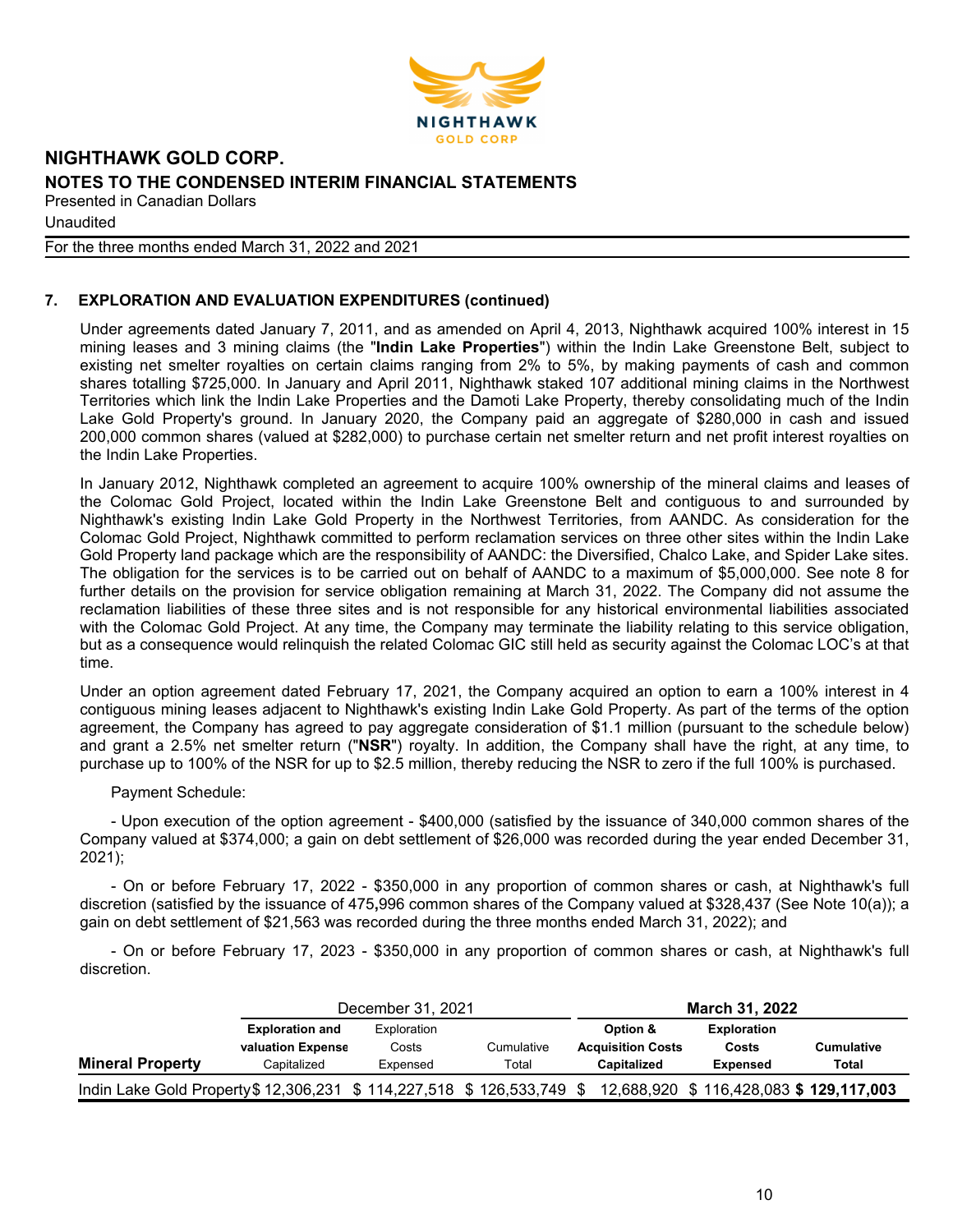NIGHTHAWK GOLD CORP.
**NOTES TO THE CONDENSED INTERIM FINANCIAL STATEMENTS**
Presented in Canadian Dollars
Unaudited
For the three months ended March 31, 2022 and 2021

## 7. EXPLORATION AND EVALUATION EXPENDITURES (continued)

Under agreements dated January 7, 2011, and as amended on April 4, 2013, Nighthawk acquired 100% interest in 15 mining leases and 3 mining claims (the "**Indin Lake Properties**") within the Indin Lake Greenstone Belt, subject to existing net smelter royalties on certain claims ranging from 2% to 5%, by making payments of cash and common shares totalling $725,000. In January and April 2011, Nighthawk staked 107 additional mining claims in the Northwest Territories which link the Indin Lake Properties and the Damoti Lake Property, thereby consolidating much of the Indin Lake Gold Property's ground. In January 2020, the Company paid an aggregate of $280,000 in cash and issued 200,000 common shares (valued at $282,000) to purchase certain net smelter return and net profit interest royalties on the Indin Lake Properties.

In January 2012, Nighthawk completed an agreement to acquire 100% ownership of the mineral claims and leases of the Colomac Gold Project, located within the Indin Lake Greenstone Belt and contiguous to and surrounded by Nighthawk's existing Indin Lake Gold Property in the Northwest Territories, from AANDC. As consideration for the Colomac Gold Project, Nighthawk committed to perform reclamation services on three other sites within the Indin Lake Gold Property land package which are the responsibility of AANDC: the Diversified, Chalco Lake, and Spider Lake sites. The obligation for the services is to be carried out on behalf of AANDC to a maximum of $5,000,000. See note 8 for further details on the provision for service obligation remaining at March 31, 2022. The Company did not assume the reclamation liabilities of these three sites and is not responsible for any historical environmental liabilities associated with the Colomac Gold Project. At any time, the Company may terminate the liability relating to this service obligation, but as a consequence would relinquish the related Colomac GIC still held as security against the Colomac LOC's at that time.

Under an option agreement dated February 17, 2021, the Company acquired an option to earn a 100% interest in 4 contiguous mining leases adjacent to Nighthawk's existing Indin Lake Gold Property. As part of the terms of the option agreement, the Company has agreed to pay aggregate consideration of $1.1 million (pursuant to the schedule below) and grant a 2.5% net smelter return ("**NSR**") royalty. In addition, the Company shall have the right, at any time, to purchase up to 100% of the NSR for up to $2.5 million, thereby reducing the NSR to zero if the full 100% is purchased.

Payment Schedule:

- Upon execution of the option agreement - $400,000 (satisfied by the issuance of 340,000 common shares of the Company valued at $374,000; a gain on debt settlement of $26,000 was recorded during the year ended December 31, 2021);

- On or before February 17, 2022 - $350,000 in any proportion of common shares or cash, at Nighthawk's full discretion (satisfied by the issuance of 475,996 common shares of the Company valued at $328,437 (See Note 10(a)); a gain on debt settlement of $21,563 was recorded during the three months ended March 31, 2022); and

- On or before February 17, 2023 - $350,000 in any proportion of common shares or cash, at Nighthawk's full discretion.

| | December 31, 2021 | | | **March 31, 2022** | | |
|---|---|---|---|---|---|---|
| **Mineral Property** | **Exploration and valuation Expense Capitalized** | Exploration Costs Expensed | Cumulative Total | **Option & Acquisition Costs Capitalized** | **Exploration Costs Expensed** | **Cumulative Total** |
| Indin Lake Gold Property | $ 12,306,231 | $ 114,227,518 | $ 126,533,749 | $ 12,688,920 | $ 116,428,083 | **$ 129,117,003** |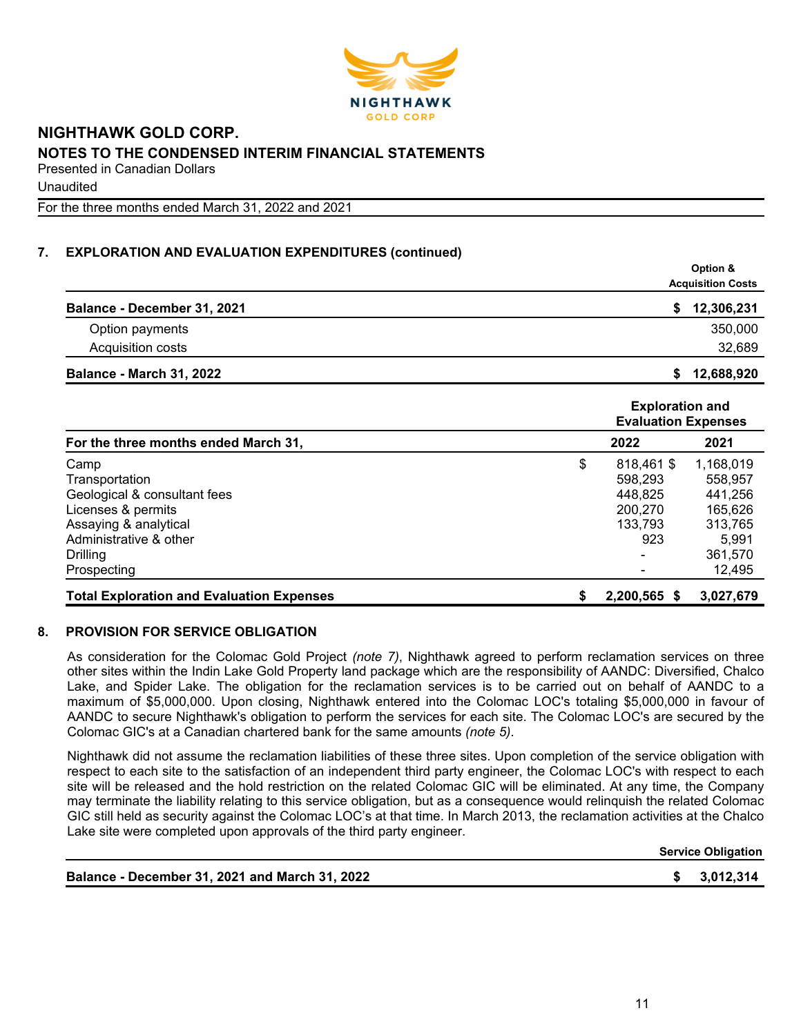## 7. EXPLORATION AND EVALUATION EXPENDITURES (continued)

| | Option & Acquisition Costs |
|---|---|
| **Balance - December 31, 2021** | **$ 12,306,231** |
| Option payments | 350,000 |
| Acquisition costs | 32,689 |
| **Balance - March 31, 2022** | **$ 12,688,920** |

| | Exploration and Evaluation Expenses | |
|---|---|---|
| **For the three months ended March 31,** | **2022** | **2021** |
| Camp | $ 818,461 | $ 1,168,019 |
| Transportation | 598,293 | 558,957 |
| Geological & consultant fees | 448,825 | 441,256 |
| Licenses & permits | 200,270 | 165,626 |
| Assaying & analytical | 133,793 | 313,765 |
| Administrative & other | 923 | 5,991 |
| Drilling | - | 361,570 |
| Prospecting | - | 12,495 |
| **Total Exploration and Evaluation Expenses** | **$ 2,200,565** | **$ 3,027,679** |

## 8. PROVISION FOR SERVICE OBLIGATION

As consideration for the Colomac Gold Project *(note 7)*, Nighthawk agreed to perform reclamation services on three other sites within the Indin Lake Gold Property land package which are the responsibility of AANDC: Diversified, Chalco Lake, and Spider Lake. The obligation for the reclamation services is to be carried out on behalf of AANDC to a maximum of $5,000,000. Upon closing, Nighthawk entered into the Colomac LOC's totaling $5,000,000 in favour of AANDC to secure Nighthawk's obligation to perform the services for each site. The Colomac LOC's are secured by the Colomac GIC's at a Canadian chartered bank for the same amounts *(note 5)*.

Nighthawk did not assume the reclamation liabilities of these three sites. Upon completion of the service obligation with respect to each site to the satisfaction of an independent third party engineer, the Colomac LOC's with respect to each site will be released and the hold restriction on the related Colomac GIC will be eliminated. At any time, the Company may terminate the liability relating to this service obligation, but as a consequence would relinquish the related Colomac GIC still held as security against the Colomac LOC's at that time. In March 2013, the reclamation activities at the Chalco Lake site were completed upon approvals of the third party engineer.

| | Service Obligation |
|---|---|
| **Balance - December 31, 2021 and March 31, 2022** | **$ 3,012,314** |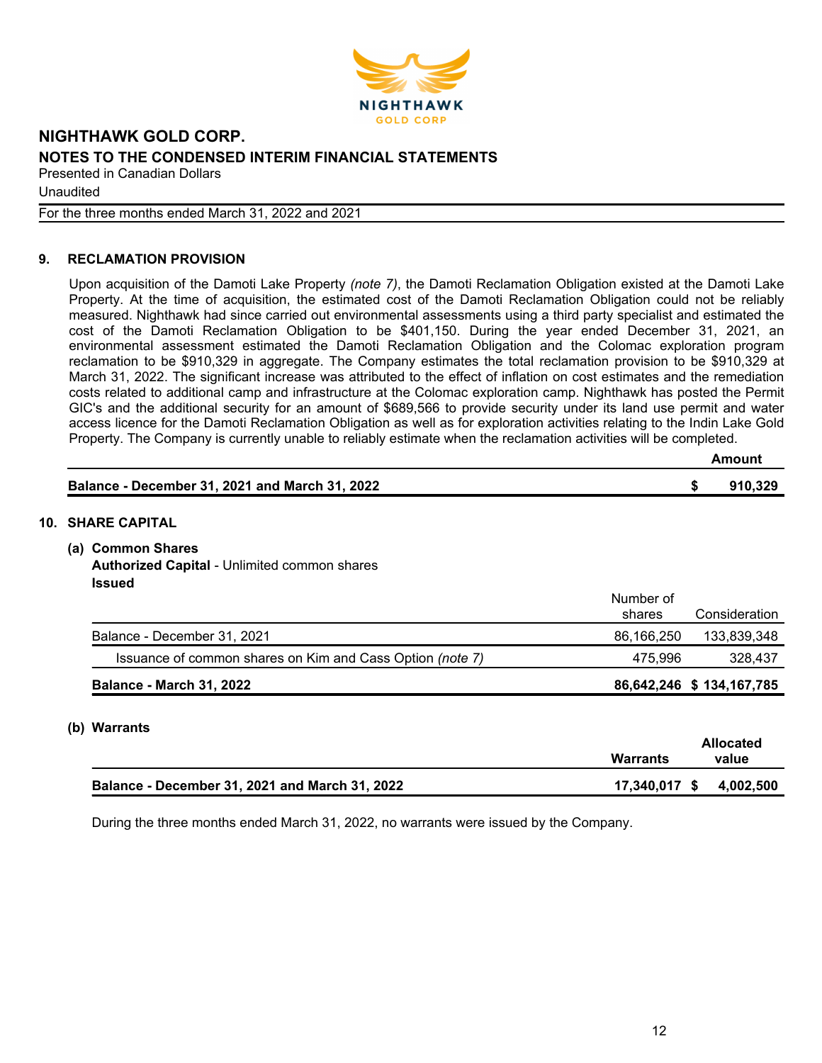## 9. RECLAMATION PROVISION

Upon acquisition of the Damoti Lake Property *(note 7)*, the Damoti Reclamation Obligation existed at the Damoti Lake Property. At the time of acquisition, the estimated cost of the Damoti Reclamation Obligation could not be reliably measured. Nighthawk had since carried out environmental assessments using a third party specialist and estimated the cost of the Damoti Reclamation Obligation to be $401,150. During the year ended December 31, 2021, an environmental assessment estimated the Damoti Reclamation Obligation and the Colomac exploration program reclamation to be $910,329 in aggregate. The Company estimates the total reclamation provision to be $910,329 at March 31, 2022. The significant increase was attributed to the effect of inflation on cost estimates and the remediation costs related to additional camp and infrastructure at the Colomac exploration camp. Nighthawk has posted the Permit GIC's and the additional security for an amount of $689,566 to provide security under its land use permit and water access licence for the Damoti Reclamation Obligation as well as for exploration activities relating to the Indin Lake Gold Property. The Company is currently unable to reliably estimate when the reclamation activities will be completed.

| | Amount |
|---|---|
| **Balance - December 31, 2021 and March 31, 2022** | **$ 910,329** |

## 10. SHARE CAPITAL

### (a) Common Shares

**Authorized Capital** - Unlimited common shares

**Issued**

| | Number of shares | Consideration |
|---|---|---|
| Balance - December 31, 2021 | 86,166,250 | 133,839,348 |
| Issuance of common shares on Kim and Cass Option *(note 7)* | 475,996 | 328,437 |
| **Balance - March 31, 2022** | **86,642,246** | **$ 134,167,785** |

### (b) Warrants

| | Warrants | Allocated value |
|---|---|---|
| **Balance - December 31, 2021 and March 31, 2022** | **17,340,017** | **$ 4,002,500** |

During the three months ended March 31, 2022, no warrants were issued by the Company.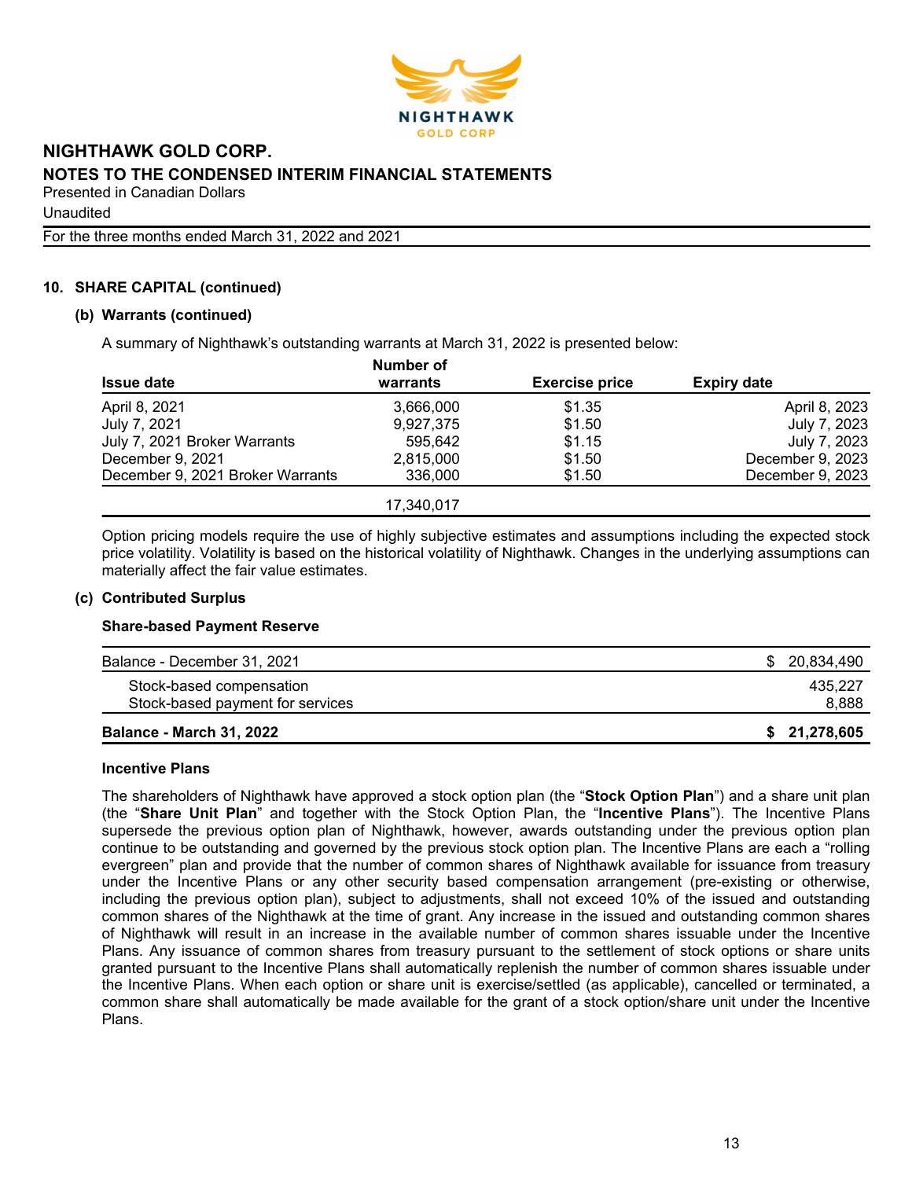## NIGHTHAWK GOLD CORP.

## NOTES TO THE CONDENSED INTERIM FINANCIAL STATEMENTS

Presented in Canadian Dollars

Unaudited

For the three months ended March 31, 2022 and 2021

### 10. SHARE CAPITAL (continued)

#### (b) Warrants (continued)

A summary of Nighthawk's outstanding warrants at March 31, 2022 is presented below:

| Issue date | Number of warrants | Exercise price | Expiry date |
|---|---|---|---|
| April 8, 2021 | 3,666,000 | $1.35 | April 8, 2023 |
| July 7, 2021 | 9,927,375 | $1.50 | July 7, 2023 |
| July 7, 2021 Broker Warrants | 595,642 | $1.15 | July 7, 2023 |
| December 9, 2021 | 2,815,000 | $1.50 | December 9, 2023 |
| December 9, 2021 Broker Warrants | 336,000 | $1.50 | December 9, 2023 |
| | 17,340,017 | | |

Option pricing models require the use of highly subjective estimates and assumptions including the expected stock price volatility. Volatility is based on the historical volatility of Nighthawk. Changes in the underlying assumptions can materially affect the fair value estimates.

#### (c) Contributed Surplus

**Share-based Payment Reserve**

| | |
|---|---|
| Balance - December 31, 2021 | $ 20,834,490 |
| Stock-based compensation | 435,227 |
| Stock-based payment for services | 8,888 |
| **Balance - March 31, 2022** | **$ 21,278,605** |

**Incentive Plans**

The shareholders of Nighthawk have approved a stock option plan (the "**Stock Option Plan**") and a share unit plan (the "**Share Unit Plan**" and together with the Stock Option Plan, the "**Incentive Plans**"). The Incentive Plans supersede the previous option plan of Nighthawk, however, awards outstanding under the previous option plan continue to be outstanding and governed by the previous stock option plan. The Incentive Plans are each a "rolling evergreen" plan and provide that the number of common shares of Nighthawk available for issuance from treasury under the Incentive Plans or any other security based compensation arrangement (pre-existing or otherwise, including the previous option plan), subject to adjustments, shall not exceed 10% of the issued and outstanding common shares of the Nighthawk at the time of grant. Any increase in the issued and outstanding common shares of Nighthawk will result in an increase in the available number of common shares issuable under the Incentive Plans. Any issuance of common shares from treasury pursuant to the settlement of stock options or share units granted pursuant to the Incentive Plans shall automatically replenish the number of common shares issuable under the Incentive Plans. When each option or share unit is exercise/settled (as applicable), cancelled or terminated, a common share shall automatically be made available for the grant of a stock option/share unit under the Incentive Plans.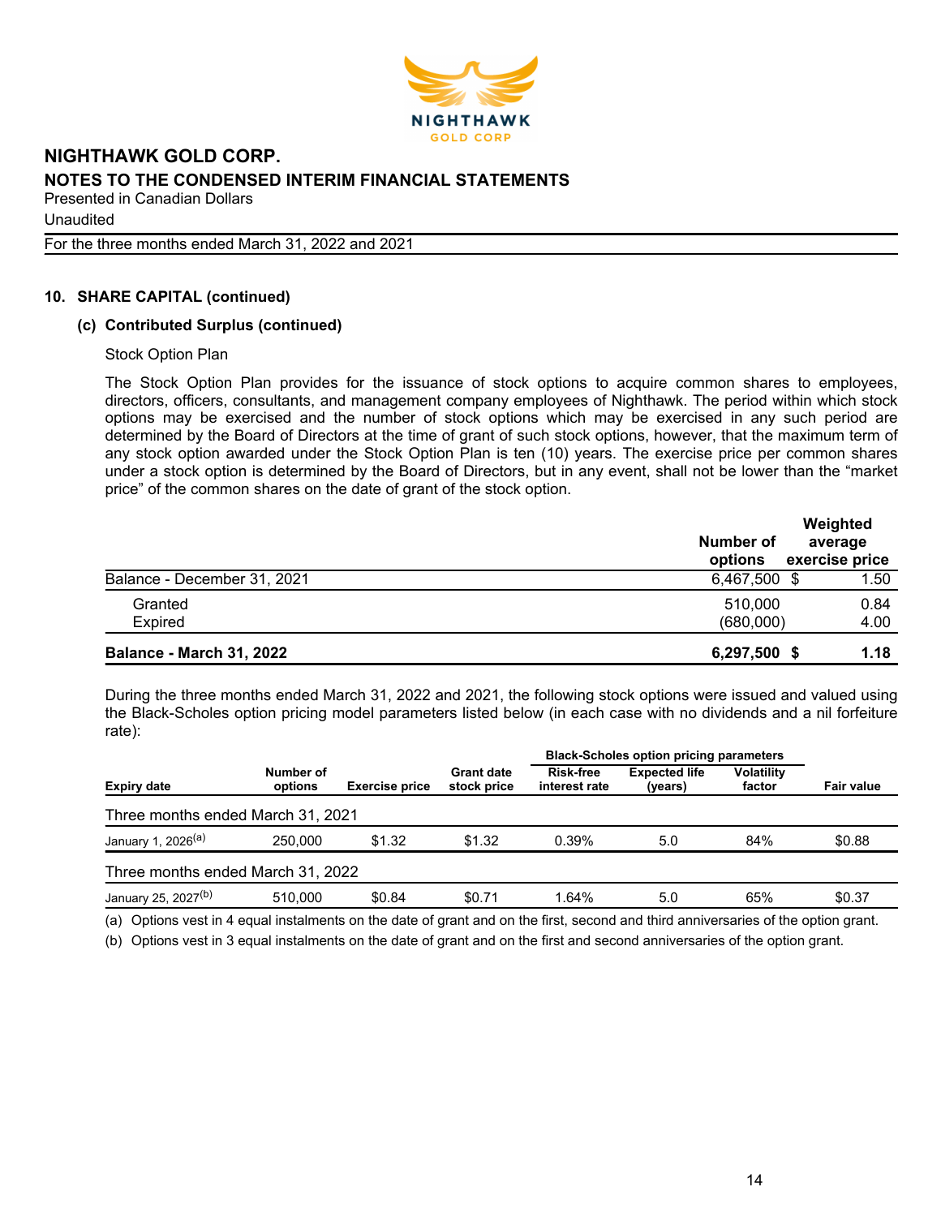# NIGHTHAWK GOLD CORP.

## NOTES TO THE CONDENSED INTERIM FINANCIAL STATEMENTS

Presented in Canadian Dollars

Unaudited

For the three months ended March 31, 2022 and 2021

### 10. SHARE CAPITAL (continued)

#### (c) Contributed Surplus (continued)

Stock Option Plan

The Stock Option Plan provides for the issuance of stock options to acquire common shares to employees, directors, officers, consultants, and management company employees of Nighthawk. The period within which stock options may be exercised and the number of stock options which may be exercised in any such period are determined by the Board of Directors at the time of grant of such stock options, however, that the maximum term of any stock option awarded under the Stock Option Plan is ten (10) years. The exercise price per common shares under a stock option is determined by the Board of Directors, but in any event, shall not be lower than the "market price" of the common shares on the date of grant of the stock option.

| | Number of options | Weighted average exercise price |
|---|---|---|
| Balance - December 31, 2021 | 6,467,500 | $ 1.50 |
| Granted | 510,000 | 0.84 |
| Expired | (680,000) | 4.00 |
| **Balance - March 31, 2022** | **6,297,500** | **$ 1.18** |

During the three months ended March 31, 2022 and 2021, the following stock options were issued and valued using the Black-Scholes option pricing model parameters listed below (in each case with no dividends and a nil forfeiture rate):

| | | | | Black-Scholes option pricing parameters | | | |
|---|---|---|---|---|---|---|---|
| Expiry date | Number of options | Exercise price | Grant date stock price | Risk-free interest rate | Expected life (years) | Volatility factor | Fair value |
| Three months ended March 31, 2021 | | | | | | | |
| January 1, 2026[(a)] | 250,000 | $1.32 | $1.32 | 0.39% | 5.0 | 84% | $0.88 |
| Three months ended March 31, 2022 | | | | | | | |
| January 25, 2027[(b)] | 510,000 | $0.84 | $0.71 | 1.64% | 5.0 | 65% | $0.37 |

(a) Options vest in 4 equal instalments on the date of grant and on the first, second and third anniversaries of the option grant.

(b) Options vest in 3 equal instalments on the date of grant and on the first and second anniversaries of the option grant.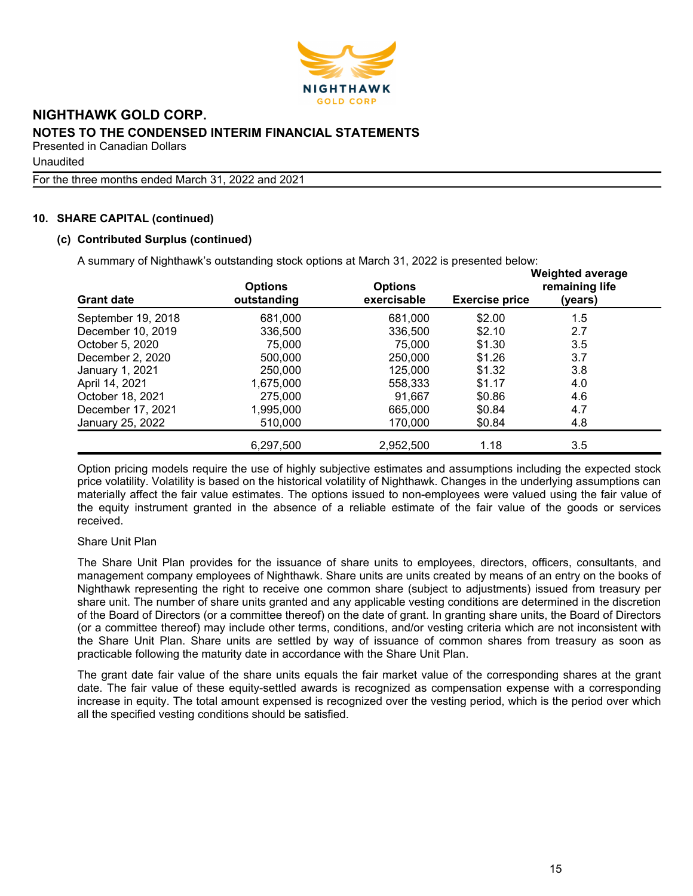# NIGHTHAWK GOLD CORP.

## NOTES TO THE CONDENSED INTERIM FINANCIAL STATEMENTS

Presented in Canadian Dollars

Unaudited

For the three months ended March 31, 2022 and 2021

### 10. SHARE CAPITAL (continued)

#### (c) Contributed Surplus (continued)

A summary of Nighthawk's outstanding stock options at March 31, 2022 is presented below:

| Grant date | Options outstanding | Options exercisable | Exercise price | Weighted average remaining life (years) |
|---|---|---|---|---|
| September 19, 2018 | 681,000 | 681,000 | $2.00 | 1.5 |
| December 10, 2019 | 336,500 | 336,500 | $2.10 | 2.7 |
| October 5, 2020 | 75,000 | 75,000 | $1.30 | 3.5 |
| December 2, 2020 | 500,000 | 250,000 | $1.26 | 3.7 |
| January 1, 2021 | 250,000 | 125,000 | $1.32 | 3.8 |
| April 14, 2021 | 1,675,000 | 558,333 | $1.17 | 4.0 |
| October 18, 2021 | 275,000 | 91,667 | $0.86 | 4.6 |
| December 17, 2021 | 1,995,000 | 665,000 | $0.84 | 4.7 |
| January 25, 2022 | 510,000 | 170,000 | $0.84 | 4.8 |
| | 6,297,500 | 2,952,500 | 1.18 | 3.5 |

Option pricing models require the use of highly subjective estimates and assumptions including the expected stock price volatility. Volatility is based on the historical volatility of Nighthawk. Changes in the underlying assumptions can materially affect the fair value estimates. The options issued to non-employees were valued using the fair value of the equity instrument granted in the absence of a reliable estimate of the fair value of the goods or services received.

Share Unit Plan

The Share Unit Plan provides for the issuance of share units to employees, directors, officers, consultants, and management company employees of Nighthawk. Share units are units created by means of an entry on the books of Nighthawk representing the right to receive one common share (subject to adjustments) issued from treasury per share unit. The number of share units granted and any applicable vesting conditions are determined in the discretion of the Board of Directors (or a committee thereof) on the date of grant. In granting share units, the Board of Directors (or a committee thereof) may include other terms, conditions, and/or vesting criteria which are not inconsistent with the Share Unit Plan. Share units are settled by way of issuance of common shares from treasury as soon as practicable following the maturity date in accordance with the Share Unit Plan.

The grant date fair value of the share units equals the fair market value of the corresponding shares at the grant date. The fair value of these equity-settled awards is recognized as compensation expense with a corresponding increase in equity. The total amount expensed is recognized over the vesting period, which is the period over which all the specified vesting conditions should be satisfied.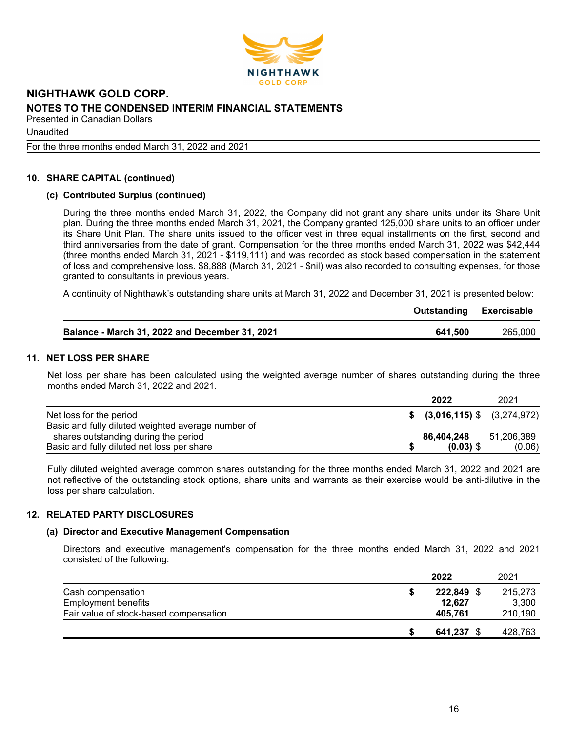NIGHTHAWK GOLD CORP.

NOTES TO THE CONDENSED INTERIM FINANCIAL STATEMENTS

Presented in Canadian Dollars

Unaudited

For the three months ended March 31, 2022 and 2021

## 10. SHARE CAPITAL (continued)

### (c) Contributed Surplus (continued)

During the three months ended March 31, 2022, the Company did not grant any share units under its Share Unit plan. During the three months ended March 31, 2021, the Company granted 125,000 share units to an officer under its Share Unit Plan. The share units issued to the officer vest in three equal installments on the first, second and third anniversaries from the date of grant. Compensation for the three months ended March 31, 2022 was $42,444 (three months ended March 31, 2021 - $119,111) and was recorded as stock based compensation in the statement of loss and comprehensive loss. $8,888 (March 31, 2021 - $nil) was also recorded to consulting expenses, for those granted to consultants in previous years.

A continuity of Nighthawk's outstanding share units at March 31, 2022 and December 31, 2021 is presented below:

| | Outstanding | Exercisable |
|---|---|---|
| **Balance - March 31, 2022 and December 31, 2021** | **641,500** | 265,000 |

## 11. NET LOSS PER SHARE

Net loss per share has been calculated using the weighted average number of shares outstanding during the three months ended March 31, 2022 and 2021.

| | 2022 | 2021 |
|---|---|---|
| Net loss for the period | $ **(3,016,115)** | $ (3,274,972) |
| Basic and fully diluted weighted average number of shares outstanding during the period | **86,404,248** | 51,206,389 |
| Basic and fully diluted net loss per share | $ **(0.03)** | $ (0.06) |

Fully diluted weighted average common shares outstanding for the three months ended March 31, 2022 and 2021 are not reflective of the outstanding stock options, share units and warrants as their exercise would be anti-dilutive in the loss per share calculation.

## 12. RELATED PARTY DISCLOSURES

### (a) Director and Executive Management Compensation

Directors and executive management's compensation for the three months ended March 31, 2022 and 2021 consisted of the following:

| | 2022 | 2021 |
|---|---|---|
| Cash compensation | $ **222,849** | $ 215,273 |
| Employment benefits | **12,627** | 3,300 |
| Fair value of stock-based compensation | **405,761** | 210,190 |
| | $ **641,237** | $ 428,763 |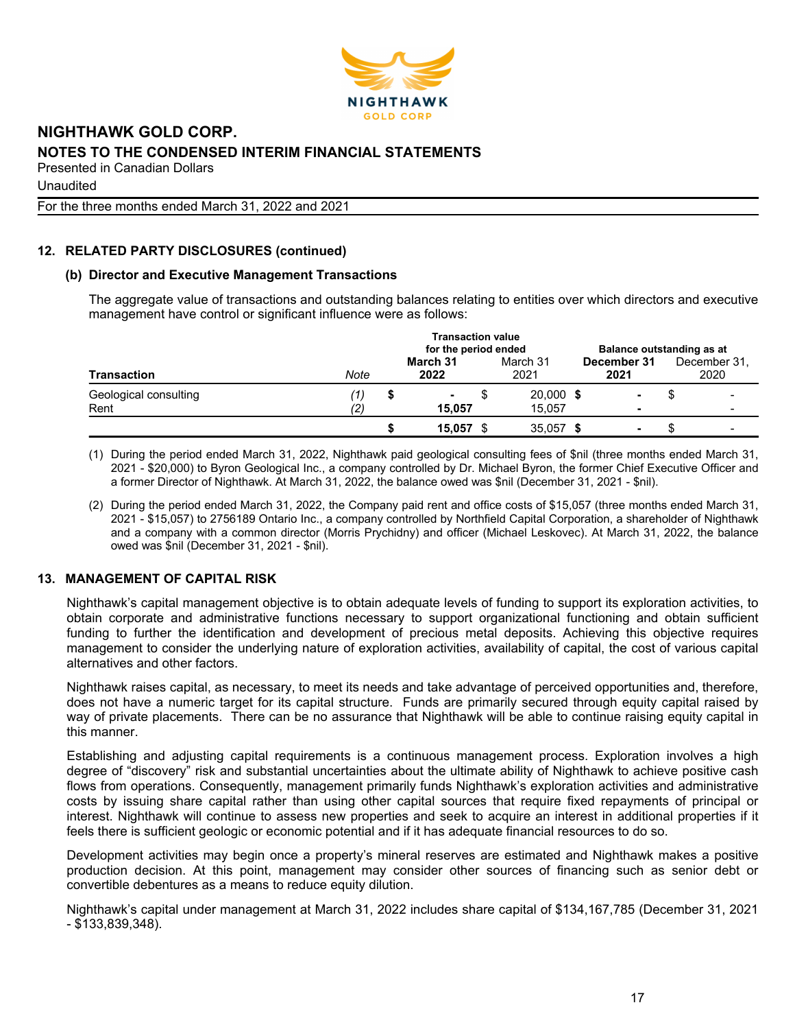NIGHTHAWK GOLD CORP.
**NOTES TO THE CONDENSED INTERIM FINANCIAL STATEMENTS**
Presented in Canadian Dollars
Unaudited
For the three months ended March 31, 2022 and 2021

## 12. RELATED PARTY DISCLOSURES (continued)

### (b) Director and Executive Management Transactions

The aggregate value of transactions and outstanding balances relating to entities over which directors and executive management have control or significant influence were as follows:

| | | Transaction value for the period ended | | Balance outstanding as at | |
|---|---|---|---|---|---|
| **Transaction** | *Note* | **March 31 2022** | March 31 2021 | **December 31 2021** | December 31, 2020 |
| Geological consulting | *(1)* | $ - | $ 20,000 | $ - | $ - |
| Rent | *(2)* | 15,057 | 15,057 | - | - |
| | | $ 15,057 | $ 35,057 | $ - | $ - |

(1) During the period ended March 31, 2022, Nighthawk paid geological consulting fees of $nil (three months ended March 31, 2021 - $20,000) to Byron Geological Inc., a company controlled by Dr. Michael Byron, the former Chief Executive Officer and a former Director of Nighthawk. At March 31, 2022, the balance owed was $nil (December 31, 2021 - $nil).

(2) During the period ended March 31, 2022, the Company paid rent and office costs of $15,057 (three months ended March 31, 2021 - $15,057) to 2756189 Ontario Inc., a company controlled by Northfield Capital Corporation, a shareholder of Nighthawk and a company with a common director (Morris Prychidny) and officer (Michael Leskovec). At March 31, 2022, the balance owed was $nil (December 31, 2021 - $nil).

## 13. MANAGEMENT OF CAPITAL RISK

Nighthawk's capital management objective is to obtain adequate levels of funding to support its exploration activities, to obtain corporate and administrative functions necessary to support organizational functioning and obtain sufficient funding to further the identification and development of precious metal deposits. Achieving this objective requires management to consider the underlying nature of exploration activities, availability of capital, the cost of various capital alternatives and other factors.

Nighthawk raises capital, as necessary, to meet its needs and take advantage of perceived opportunities and, therefore, does not have a numeric target for its capital structure. Funds are primarily secured through equity capital raised by way of private placements. There can be no assurance that Nighthawk will be able to continue raising equity capital in this manner.

Establishing and adjusting capital requirements is a continuous management process. Exploration involves a high degree of "discovery" risk and substantial uncertainties about the ultimate ability of Nighthawk to achieve positive cash flows from operations. Consequently, management primarily funds Nighthawk's exploration activities and administrative costs by issuing share capital rather than using other capital sources that require fixed repayments of principal or interest. Nighthawk will continue to assess new properties and seek to acquire an interest in additional properties if it feels there is sufficient geologic or economic potential and if it has adequate financial resources to do so.

Development activities may begin once a property's mineral reserves are estimated and Nighthawk makes a positive production decision. At this point, management may consider other sources of financing such as senior debt or convertible debentures as a means to reduce equity dilution.

Nighthawk's capital under management at March 31, 2022 includes share capital of $134,167,785 (December 31, 2021 - $133,839,348).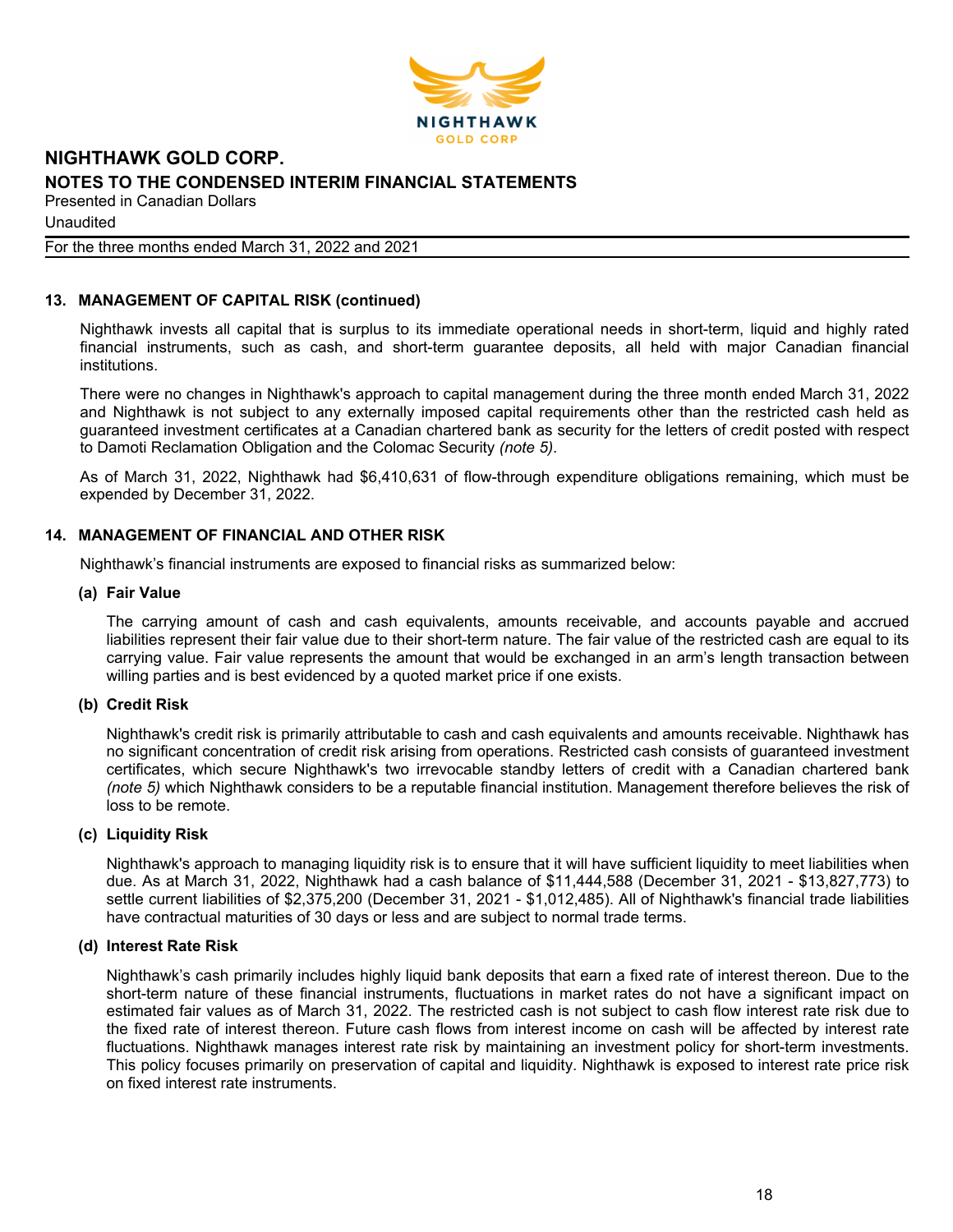## 13. MANAGEMENT OF CAPITAL RISK (continued)

Nighthawk invests all capital that is surplus to its immediate operational needs in short-term, liquid and highly rated financial instruments, such as cash, and short-term guarantee deposits, all held with major Canadian financial institutions.

There were no changes in Nighthawk's approach to capital management during the three month ended March 31, 2022 and Nighthawk is not subject to any externally imposed capital requirements other than the restricted cash held as guaranteed investment certificates at a Canadian chartered bank as security for the letters of credit posted with respect to Damoti Reclamation Obligation and the Colomac Security *(note 5)*.

As of March 31, 2022, Nighthawk had $6,410,631 of flow-through expenditure obligations remaining, which must be expended by December 31, 2022.

## 14. MANAGEMENT OF FINANCIAL AND OTHER RISK

Nighthawk's financial instruments are exposed to financial risks as summarized below:

### (a) Fair Value

The carrying amount of cash and cash equivalents, amounts receivable, and accounts payable and accrued liabilities represent their fair value due to their short-term nature. The fair value of the restricted cash are equal to its carrying value. Fair value represents the amount that would be exchanged in an arm's length transaction between willing parties and is best evidenced by a quoted market price if one exists.

### (b) Credit Risk

Nighthawk's credit risk is primarily attributable to cash and cash equivalents and amounts receivable. Nighthawk has no significant concentration of credit risk arising from operations. Restricted cash consists of guaranteed investment certificates, which secure Nighthawk's two irrevocable standby letters of credit with a Canadian chartered bank *(note 5)* which Nighthawk considers to be a reputable financial institution. Management therefore believes the risk of loss to be remote.

### (c) Liquidity Risk

Nighthawk's approach to managing liquidity risk is to ensure that it will have sufficient liquidity to meet liabilities when due. As at March 31, 2022, Nighthawk had a cash balance of $11,444,588 (December 31, 2021 - $13,827,773) to settle current liabilities of $2,375,200 (December 31, 2021 - $1,012,485). All of Nighthawk's financial trade liabilities have contractual maturities of 30 days or less and are subject to normal trade terms.

### (d) Interest Rate Risk

Nighthawk's cash primarily includes highly liquid bank deposits that earn a fixed rate of interest thereon. Due to the short-term nature of these financial instruments, fluctuations in market rates do not have a significant impact on estimated fair values as of March 31, 2022. The restricted cash is not subject to cash flow interest rate risk due to the fixed rate of interest thereon. Future cash flows from interest income on cash will be affected by interest rate fluctuations. Nighthawk manages interest rate risk by maintaining an investment policy for short-term investments. This policy focuses primarily on preservation of capital and liquidity. Nighthawk is exposed to interest rate price risk on fixed interest rate instruments.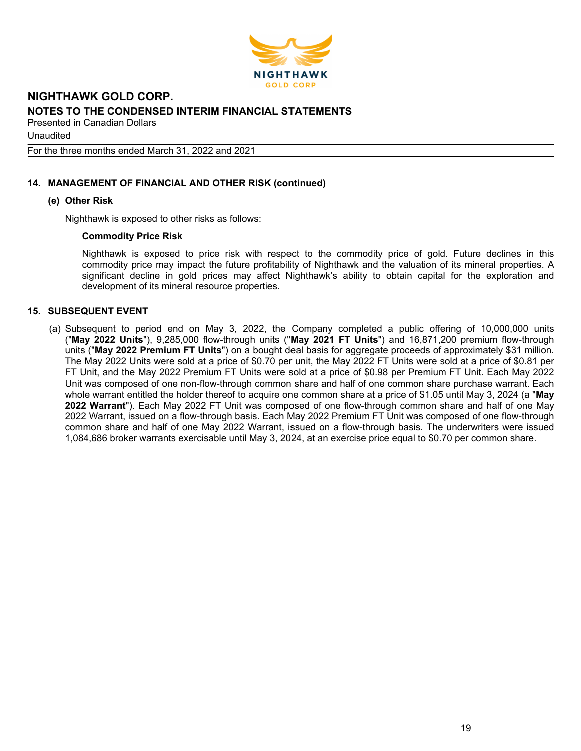## 14. MANAGEMENT OF FINANCIAL AND OTHER RISK (continued)

### (e) Other Risk

Nighthawk is exposed to other risks as follows:

**Commodity Price Risk**

Nighthawk is exposed to price risk with respect to the commodity price of gold. Future declines in this commodity price may impact the future profitability of Nighthawk and the valuation of its mineral properties. A significant decline in gold prices may affect Nighthawk's ability to obtain capital for the exploration and development of its mineral resource properties.

## 15. SUBSEQUENT EVENT

(a) Subsequent to period end on May 3, 2022, the Company completed a public offering of 10,000,000 units ("**May 2022 Units**"), 9,285,000 flow-through units ("**May 2021 FT Units**") and 16,871,200 premium flow-through units ("**May 2022 Premium FT Units**") on a bought deal basis for aggregate proceeds of approximately $31 million. The May 2022 Units were sold at a price of $0.70 per unit, the May 2022 FT Units were sold at a price of $0.81 per FT Unit, and the May 2022 Premium FT Units were sold at a price of $0.98 per Premium FT Unit. Each May 2022 Unit was composed of one non-flow-through common share and half of one common share purchase warrant. Each whole warrant entitled the holder thereof to acquire one common share at a price of $1.05 until May 3, 2024 (a "**May 2022 Warrant**"). Each May 2022 FT Unit was composed of one flow-through common share and half of one May 2022 Warrant, issued on a flow-through basis. Each May 2022 Premium FT Unit was composed of one flow-through common share and half of one May 2022 Warrant, issued on a flow-through basis. The underwriters were issued 1,084,686 broker warrants exercisable until May 3, 2024, at an exercise price equal to $0.70 per common share.